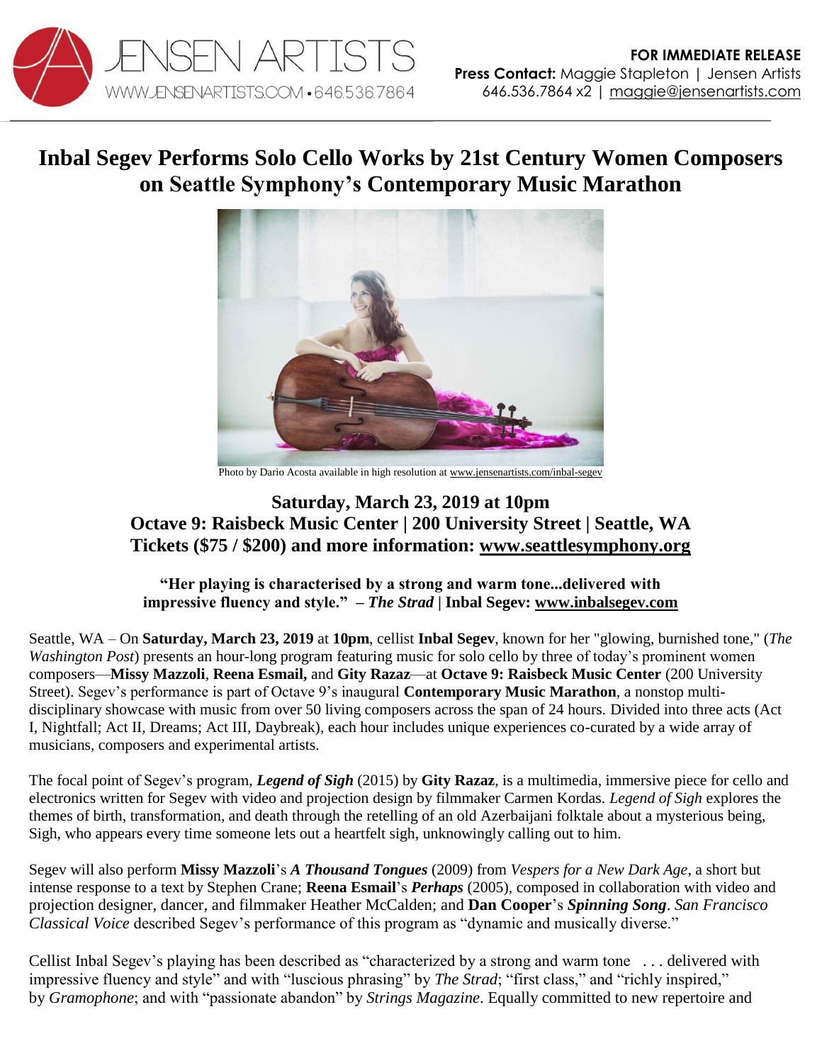JENSEN ARTISTS
WWW.JENSENARTISTS.COM • 646.536.7864

**FOR IMMEDIATE RELEASE**
**Press Contact:** Maggie Stapleton | Jensen Artists
646.536.7864 x2 | maggie@jensenartists.com

# Inbal Segev Performs Solo Cello Works by 21st Century Women Composers on Seattle Symphony's Contemporary Music Marathon

Photo by Dario Acosta available in high resolution at www.jensenartists.com/inbal-segev

## Saturday, March 23, 2019 at 10pm
## Octave 9: Raisbeck Music Center | 200 University Street | Seattle, WA
## Tickets ($75 / $200) and more information: www.seattlesymphony.org

**"Her playing is characterised by a strong and warm tone...delivered with impressive fluency and style." – *The Strad* | Inbal Segev: www.inbalsegev.com**

Seattle, WA – On **Saturday, March 23, 2019** at **10pm**, cellist **Inbal Segev**, known for her "glowing, burnished tone," (*The Washington Post*) presents an hour-long program featuring music for solo cello by three of today's prominent women composers—**Missy Mazzoli**, **Reena Esmail,** and **Gity Razaz**—at **Octave 9: Raisbeck Music Center** (200 University Street). Segev's performance is part of Octave 9's inaugural **Contemporary Music Marathon**, a nonstop multi-disciplinary showcase with music from over 50 living composers across the span of 24 hours. Divided into three acts (Act I, Nightfall; Act II, Dreams; Act III, Daybreak), each hour includes unique experiences co-curated by a wide array of musicians, composers and experimental artists.

The focal point of Segev's program, ***Legend of Sigh*** (2015) by **Gity Razaz**, is a multimedia, immersive piece for cello and electronics written for Segev with video and projection design by filmmaker Carmen Kordas. *Legend of Sigh* explores the themes of birth, transformation, and death through the retelling of an old Azerbaijani folktale about a mysterious being, Sigh, who appears every time someone lets out a heartfelt sigh, unknowingly calling out to him.

Segev will also perform **Missy Mazzoli**'s ***A Thousand Tongues*** (2009) from *Vespers for a New Dark Age,* a short but intense response to a text by Stephen Crane; **Reena Esmail**'s ***Perhaps*** (2005), composed in collaboration with video and projection designer, dancer, and filmmaker Heather McCalden; and **Dan Cooper**'s ***Spinning Song***. *San Francisco Classical Voice* described Segev's performance of this program as "dynamic and musically diverse."

Cellist Inbal Segev's playing has been described as "characterized by a strong and warm tone . . . delivered with impressive fluency and style" and with "luscious phrasing" by *The Strad*; "first class," and "richly inspired," by *Gramophone*; and with "passionate abandon" by *Strings Magazine*. Equally committed to new repertoire and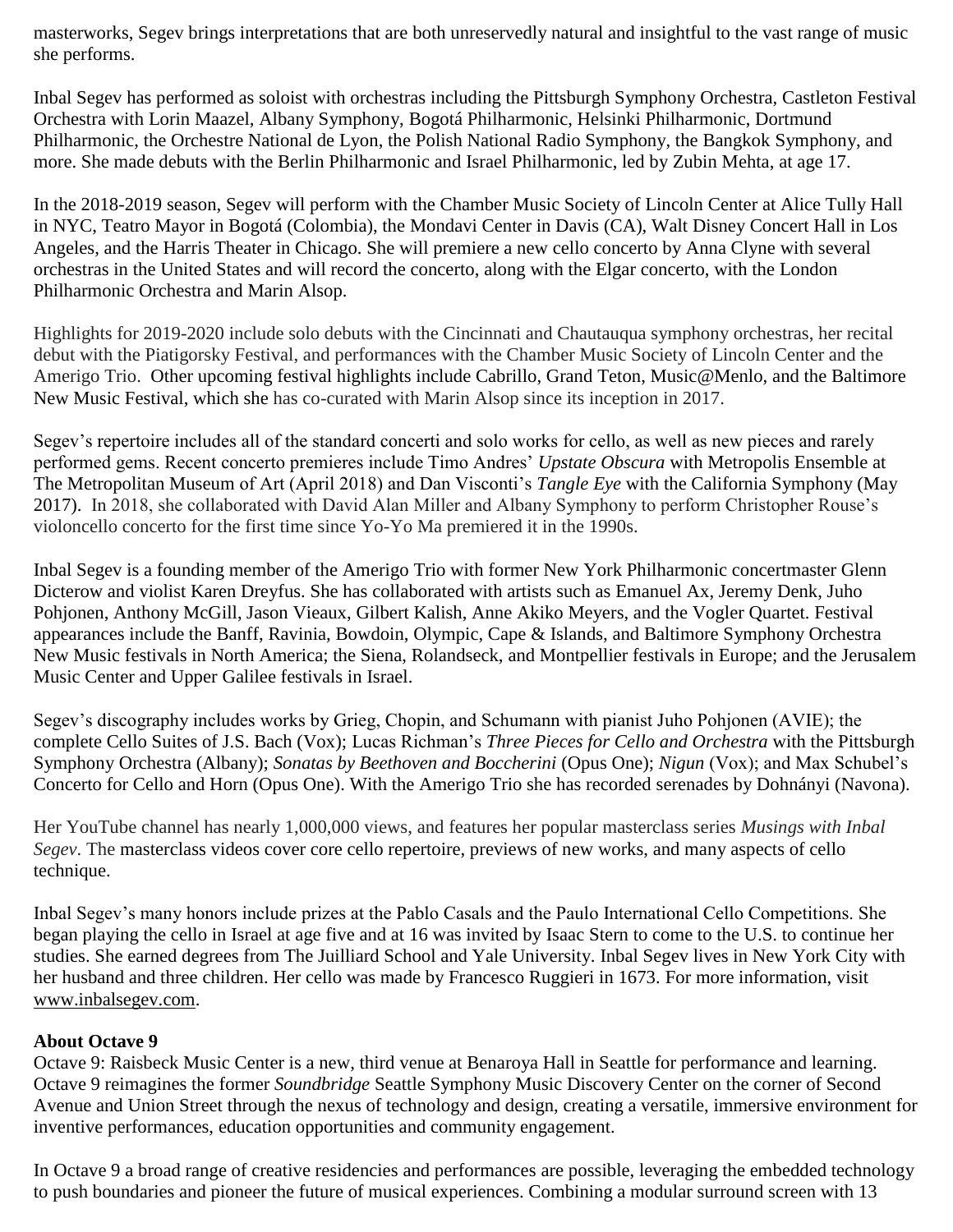masterworks, Segev brings interpretations that are both unreservedly natural and insightful to the vast range of music she performs.

Inbal Segev has performed as soloist with orchestras including the Pittsburgh Symphony Orchestra, Castleton Festival Orchestra with Lorin Maazel, Albany Symphony, Bogotá Philharmonic, Helsinki Philharmonic, Dortmund Philharmonic, the Orchestre National de Lyon, the Polish National Radio Symphony, the Bangkok Symphony, and more. She made debuts with the Berlin Philharmonic and Israel Philharmonic, led by Zubin Mehta, at age 17.

In the 2018-2019 season, Segev will perform with the Chamber Music Society of Lincoln Center at Alice Tully Hall in NYC, Teatro Mayor in Bogotá (Colombia), the Mondavi Center in Davis (CA), Walt Disney Concert Hall in Los Angeles, and the Harris Theater in Chicago. She will premiere a new cello concerto by Anna Clyne with several orchestras in the United States and will record the concerto, along with the Elgar concerto, with the London Philharmonic Orchestra and Marin Alsop.

Highlights for 2019-2020 include solo debuts with the Cincinnati and Chautauqua symphony orchestras, her recital debut with the Piatigorsky Festival, and performances with the Chamber Music Society of Lincoln Center and the Amerigo Trio. Other upcoming festival highlights include Cabrillo, Grand Teton, Music@Menlo, and the Baltimore New Music Festival, which she has co-curated with Marin Alsop since its inception in 2017.

Segev's repertoire includes all of the standard concerti and solo works for cello, as well as new pieces and rarely performed gems. Recent concerto premieres include Timo Andres' *Upstate Obscura* with Metropolis Ensemble at The Metropolitan Museum of Art (April 2018) and Dan Visconti's *Tangle Eye* with the California Symphony (May 2017). In 2018, she collaborated with David Alan Miller and Albany Symphony to perform Christopher Rouse's violoncello concerto for the first time since Yo-Yo Ma premiered it in the 1990s.

Inbal Segev is a founding member of the Amerigo Trio with former New York Philharmonic concertmaster Glenn Dicterow and violist Karen Dreyfus. She has collaborated with artists such as Emanuel Ax, Jeremy Denk, Juho Pohjonen, Anthony McGill, Jason Vieaux, Gilbert Kalish, Anne Akiko Meyers, and the Vogler Quartet. Festival appearances include the Banff, Ravinia, Bowdoin, Olympic, Cape & Islands, and Baltimore Symphony Orchestra New Music festivals in North America; the Siena, Rolandseck, and Montpellier festivals in Europe; and the Jerusalem Music Center and Upper Galilee festivals in Israel.

Segev's discography includes works by Grieg, Chopin, and Schumann with pianist Juho Pohjonen (AVIE); the complete Cello Suites of J.S. Bach (Vox); Lucas Richman's *Three Pieces for Cello and Orchestra* with the Pittsburgh Symphony Orchestra (Albany); *Sonatas by Beethoven and Boccherini* (Opus One); *Nigun* (Vox); and Max Schubel's Concerto for Cello and Horn (Opus One). With the Amerigo Trio she has recorded serenades by Dohnányi (Navona).

Her YouTube channel has nearly 1,000,000 views, and features her popular masterclass series *Musings with Inbal Segev*. The masterclass videos cover core cello repertoire, previews of new works, and many aspects of cello technique.

Inbal Segev's many honors include prizes at the Pablo Casals and the Paulo International Cello Competitions. She began playing the cello in Israel at age five and at 16 was invited by Isaac Stern to come to the U.S. to continue her studies. She earned degrees from The Juilliard School and Yale University. Inbal Segev lives in New York City with her husband and three children. Her cello was made by Francesco Ruggieri in 1673. For more information, visit www.inbalsegev.com.

**About Octave 9**

Octave 9: Raisbeck Music Center is a new, third venue at Benaroya Hall in Seattle for performance and learning. Octave 9 reimagines the former *Soundbridge* Seattle Symphony Music Discovery Center on the corner of Second Avenue and Union Street through the nexus of technology and design, creating a versatile, immersive environment for inventive performances, education opportunities and community engagement.

In Octave 9 a broad range of creative residencies and performances are possible, leveraging the embedded technology to push boundaries and pioneer the future of musical experiences. Combining a modular surround screen with 13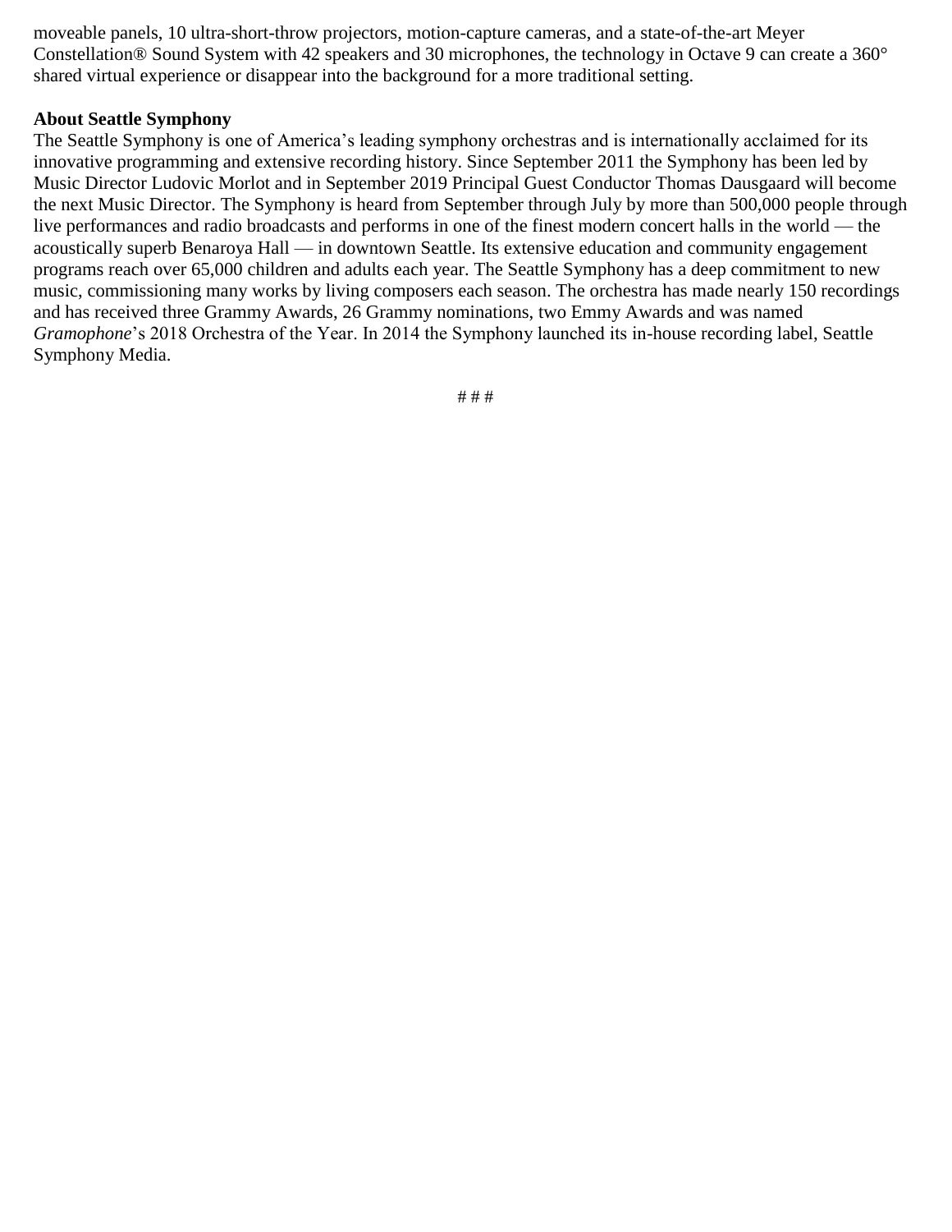moveable panels, 10 ultra-short-throw projectors, motion-capture cameras, and a state-of-the-art Meyer Constellation® Sound System with 42 speakers and 30 microphones, the technology in Octave 9 can create a 360° shared virtual experience or disappear into the background for a more traditional setting.

**About Seattle Symphony**

The Seattle Symphony is one of America's leading symphony orchestras and is internationally acclaimed for its innovative programming and extensive recording history. Since September 2011 the Symphony has been led by Music Director Ludovic Morlot and in September 2019 Principal Guest Conductor Thomas Dausgaard will become the next Music Director. The Symphony is heard from September through July by more than 500,000 people through live performances and radio broadcasts and performs in one of the finest modern concert halls in the world — the acoustically superb Benaroya Hall — in downtown Seattle. Its extensive education and community engagement programs reach over 65,000 children and adults each year. The Seattle Symphony has a deep commitment to new music, commissioning many works by living composers each season. The orchestra has made nearly 150 recordings and has received three Grammy Awards, 26 Grammy nominations, two Emmy Awards and was named *Gramophone*'s 2018 Orchestra of the Year. In 2014 the Symphony launched its in-house recording label, Seattle Symphony Media.

# # #